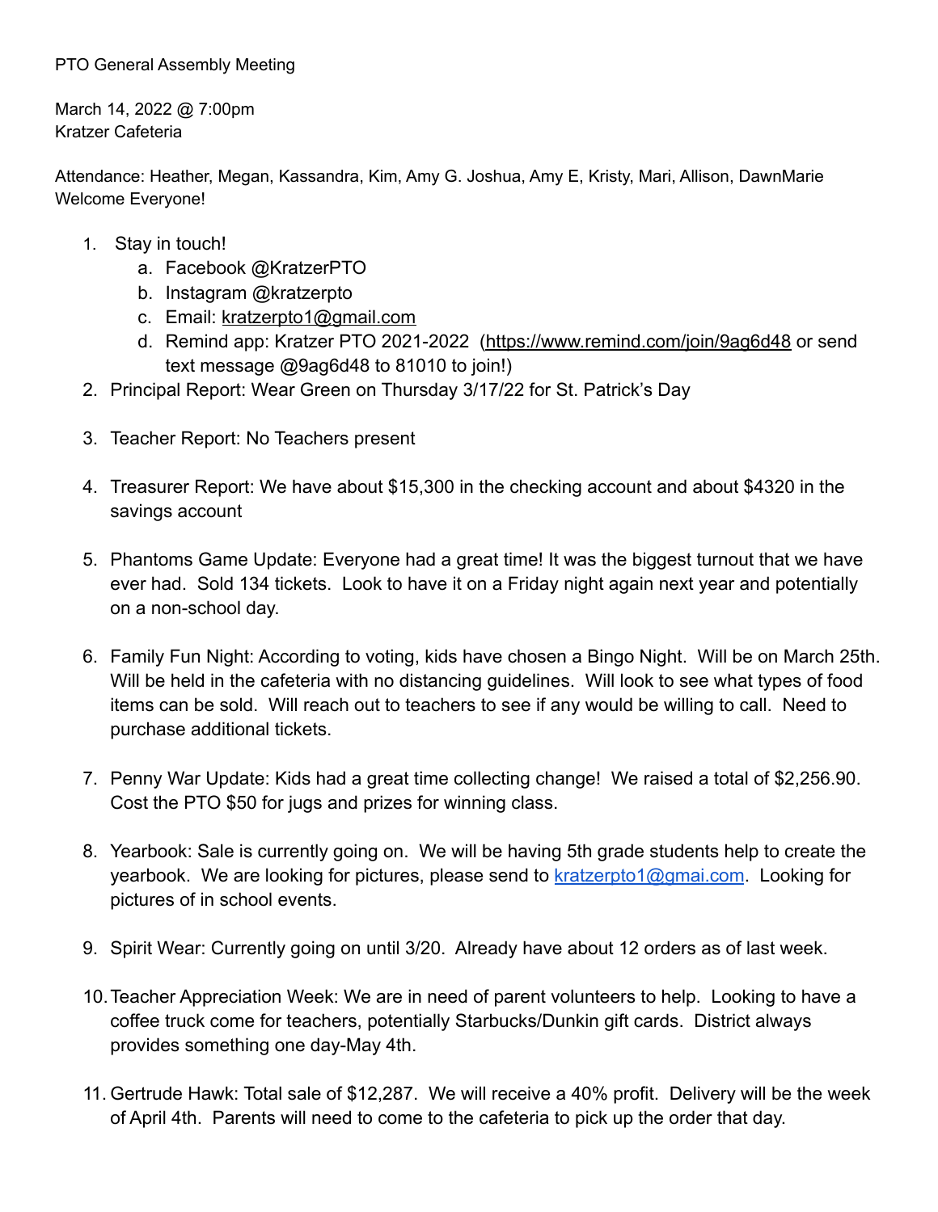PTO General Assembly Meeting

March 14, 2022 @ 7:00pm
Kratzer Cafeteria

Attendance: Heather, Megan, Kassandra, Kim, Amy G. Joshua, Amy E, Kristy, Mari, Allison, DawnMarie
Welcome Everyone!

1. Stay in touch!
   a. Facebook @KratzerPTO
   b. Instagram @kratzerpto
   c. Email: kratzerpto1@gmail.com
   d. Remind app: Kratzer PTO 2021-2022 (https://www.remind.com/join/9ag6d48 or send text message @9ag6d48 to 81010 to join!)
2. Principal Report: Wear Green on Thursday 3/17/22 for St. Patrick's Day
3. Teacher Report: No Teachers present
4. Treasurer Report: We have about $15,300 in the checking account and about $4320 in the savings account
5. Phantoms Game Update: Everyone had a great time! It was the biggest turnout that we have ever had. Sold 134 tickets. Look to have it on a Friday night again next year and potentially on a non-school day.
6. Family Fun Night: According to voting, kids have chosen a Bingo Night. Will be on March 25th. Will be held in the cafeteria with no distancing guidelines. Will look to see what types of food items can be sold. Will reach out to teachers to see if any would be willing to call. Need to purchase additional tickets.
7. Penny War Update: Kids had a great time collecting change! We raised a total of $2,256.90. Cost the PTO $50 for jugs and prizes for winning class.
8. Yearbook: Sale is currently going on. We will be having 5th grade students help to create the yearbook. We are looking for pictures, please send to kratzerpto1@gmai.com. Looking for pictures of in school events.
9. Spirit Wear: Currently going on until 3/20. Already have about 12 orders as of last week.
10. Teacher Appreciation Week: We are in need of parent volunteers to help. Looking to have a coffee truck come for teachers, potentially Starbucks/Dunkin gift cards. District always provides something one day-May 4th.
11. Gertrude Hawk: Total sale of $12,287. We will receive a 40% profit. Delivery will be the week of April 4th. Parents will need to come to the cafeteria to pick up the order that day.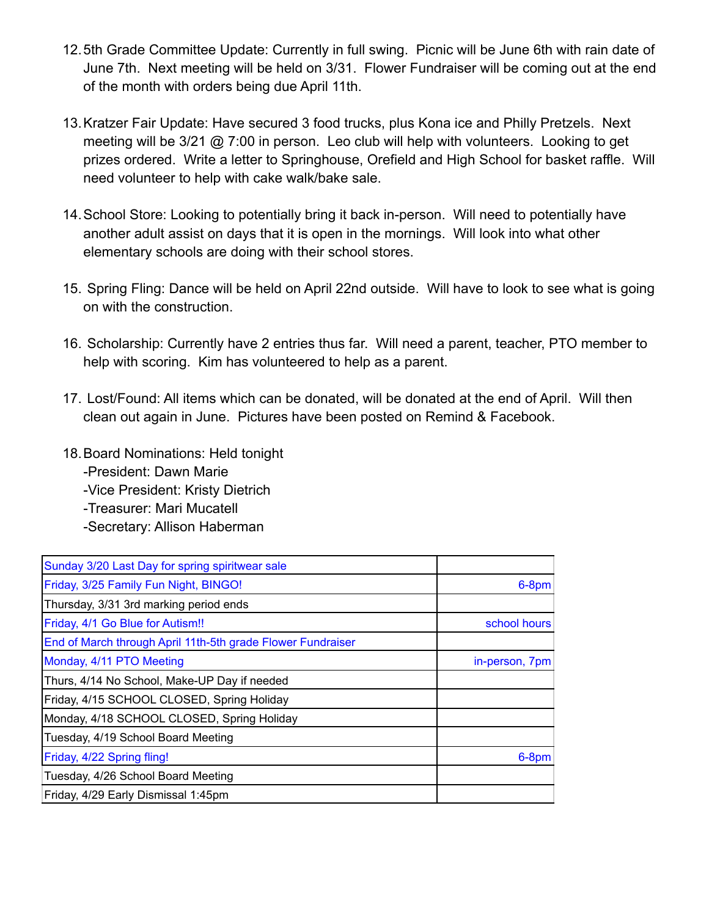12. 5th Grade Committee Update: Currently in full swing. Picnic will be June 6th with rain date of June 7th. Next meeting will be held on 3/31. Flower Fundraiser will be coming out at the end of the month with orders being due April 11th.

13. Kratzer Fair Update: Have secured 3 food trucks, plus Kona ice and Philly Pretzels. Next meeting will be 3/21 @ 7:00 in person. Leo club will help with volunteers. Looking to get prizes ordered. Write a letter to Springhouse, Orefield and High School for basket raffle. Will need volunteer to help with cake walk/bake sale.

14. School Store: Looking to potentially bring it back in-person. Will need to potentially have another adult assist on days that it is open in the mornings. Will look into what other elementary schools are doing with their school stores.

15. Spring Fling: Dance will be held on April 22nd outside. Will have to look to see what is going on with the construction.

16. Scholarship: Currently have 2 entries thus far. Will need a parent, teacher, PTO member to help with scoring. Kim has volunteered to help as a parent.

17. Lost/Found: All items which can be donated, will be donated at the end of April. Will then clean out again in June. Pictures have been posted on Remind & Facebook.

18. Board Nominations: Held tonight
    -President: Dawn Marie
    -Vice President: Kristy Dietrich
    -Treasurer: Mari Mucatell
    -Secretary: Allison Haberman

| | |
|---|---|
| Sunday 3/20 Last Day for spring spiritwear sale | |
| Friday, 3/25 Family Fun Night, BINGO! | 6-8pm |
| Thursday, 3/31 3rd marking period ends | |
| Friday, 4/1 Go Blue for Autism!! | school hours |
| End of March through April 11th-5th grade Flower Fundraiser | |
| Monday, 4/11 PTO Meeting | in-person, 7pm |
| Thurs, 4/14 No School, Make-UP Day if needed | |
| Friday, 4/15 SCHOOL CLOSED, Spring Holiday | |
| Monday, 4/18 SCHOOL CLOSED, Spring Holiday | |
| Tuesday, 4/19 School Board Meeting | |
| Friday, 4/22 Spring fling! | 6-8pm |
| Tuesday, 4/26 School Board Meeting | |
| Friday, 4/29 Early Dismissal 1:45pm | |